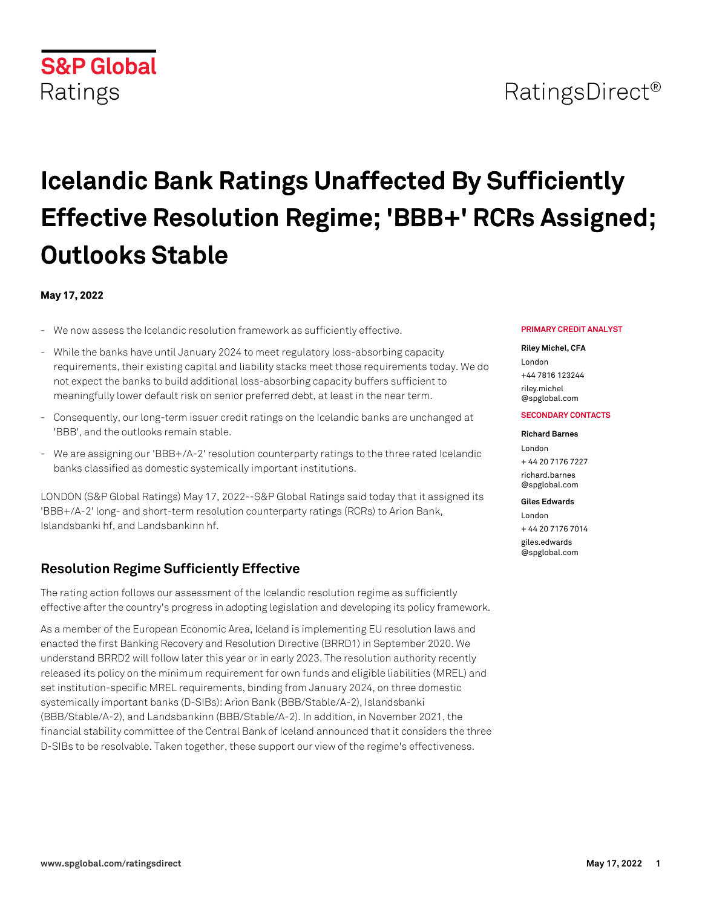S&P Global Ratings

RatingsDirect®

# Icelandic Bank Ratings Unaffected By Sufficiently Effective Resolution Regime; 'BBB+' RCRs Assigned; Outlooks Stable

**May 17, 2022**

- We now assess the Icelandic resolution framework as sufficiently effective.
- While the banks have until January 2024 to meet regulatory loss-absorbing capacity requirements, their existing capital and liability stacks meet those requirements today. We do not expect the banks to build additional loss-absorbing capacity buffers sufficient to meaningfully lower default risk on senior preferred debt, at least in the near term.
- Consequently, our long-term issuer credit ratings on the Icelandic banks are unchanged at 'BBB', and the outlooks remain stable.
- We are assigning our 'BBB+/A-2' resolution counterparty ratings to the three rated Icelandic banks classified as domestic systemically important institutions.

LONDON (S&P Global Ratings) May 17, 2022--S&P Global Ratings said today that it assigned its 'BBB+/A-2' long- and short-term resolution counterparty ratings (RCRs) to Arion Bank, Islandsbanki hf, and Landsbankinn hf.

## Resolution Regime Sufficiently Effective

The rating action follows our assessment of the Icelandic resolution regime as sufficiently effective after the country's progress in adopting legislation and developing its policy framework.

As a member of the European Economic Area, Iceland is implementing EU resolution laws and enacted the first Banking Recovery and Resolution Directive (BRRD1) in September 2020. We understand BRRD2 will follow later this year or in early 2023. The resolution authority recently released its policy on the minimum requirement for own funds and eligible liabilities (MREL) and set institution-specific MREL requirements, binding from January 2024, on three domestic systemically important banks (D-SIBs): Arion Bank (BBB/Stable/A-2), Islandsbanki (BBB/Stable/A-2), and Landsbankinn (BBB/Stable/A-2). In addition, in November 2021, the financial stability committee of the Central Bank of Iceland announced that it considers the three D-SIBs to be resolvable. Taken together, these support our view of the regime's effectiveness.

**PRIMARY CREDIT ANALYST**

**Riley Michel, CFA**
London
+44 7816 123244
riley.michel@spglobal.com

**SECONDARY CONTACTS**

**Richard Barnes**
London
+ 44 20 7176 7227
richard.barnes@spglobal.com

**Giles Edwards**
London
+ 44 20 7176 7014
giles.edwards@spglobal.com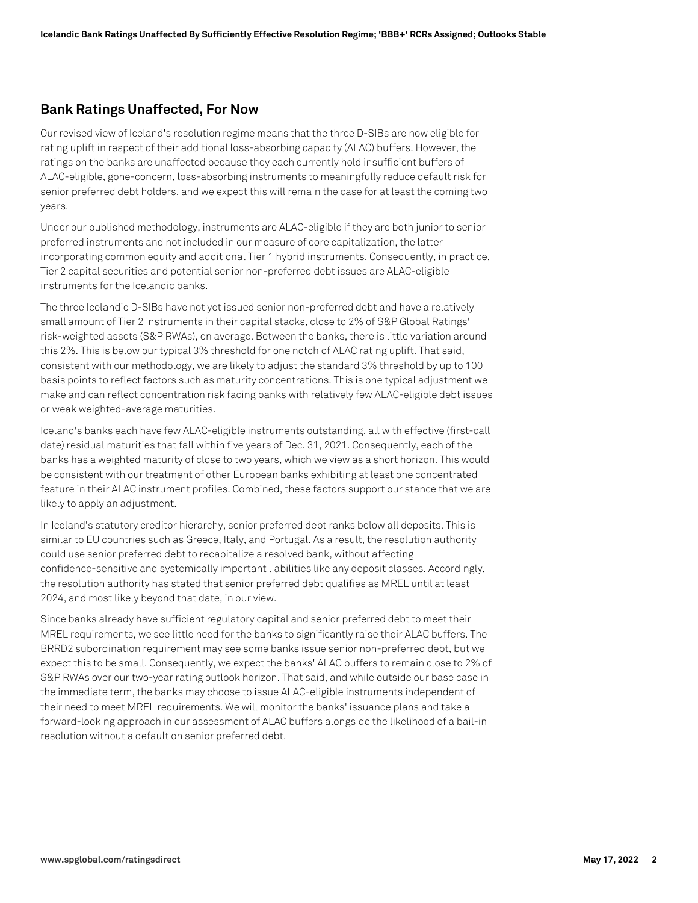## Bank Ratings Unaffected, For Now

Our revised view of Iceland's resolution regime means that the three D-SIBs are now eligible for rating uplift in respect of their additional loss-absorbing capacity (ALAC) buffers. However, the ratings on the banks are unaffected because they each currently hold insufficient buffers of ALAC-eligible, gone-concern, loss-absorbing instruments to meaningfully reduce default risk for senior preferred debt holders, and we expect this will remain the case for at least the coming two years.

Under our published methodology, instruments are ALAC-eligible if they are both junior to senior preferred instruments and not included in our measure of core capitalization, the latter incorporating common equity and additional Tier 1 hybrid instruments. Consequently, in practice, Tier 2 capital securities and potential senior non-preferred debt issues are ALAC-eligible instruments for the Icelandic banks.

The three Icelandic D-SIBs have not yet issued senior non-preferred debt and have a relatively small amount of Tier 2 instruments in their capital stacks, close to 2% of S&P Global Ratings' risk-weighted assets (S&P RWAs), on average. Between the banks, there is little variation around this 2%. This is below our typical 3% threshold for one notch of ALAC rating uplift. That said, consistent with our methodology, we are likely to adjust the standard 3% threshold by up to 100 basis points to reflect factors such as maturity concentrations. This is one typical adjustment we make and can reflect concentration risk facing banks with relatively few ALAC-eligible debt issues or weak weighted-average maturities.

Iceland's banks each have few ALAC-eligible instruments outstanding, all with effective (first-call date) residual maturities that fall within five years of Dec. 31, 2021. Consequently, each of the banks has a weighted maturity of close to two years, which we view as a short horizon. This would be consistent with our treatment of other European banks exhibiting at least one concentrated feature in their ALAC instrument profiles. Combined, these factors support our stance that we are likely to apply an adjustment.

In Iceland's statutory creditor hierarchy, senior preferred debt ranks below all deposits. This is similar to EU countries such as Greece, Italy, and Portugal. As a result, the resolution authority could use senior preferred debt to recapitalize a resolved bank, without affecting confidence-sensitive and systemically important liabilities like any deposit classes. Accordingly, the resolution authority has stated that senior preferred debt qualifies as MREL until at least 2024, and most likely beyond that date, in our view.

Since banks already have sufficient regulatory capital and senior preferred debt to meet their MREL requirements, we see little need for the banks to significantly raise their ALAC buffers. The BRRD2 subordination requirement may see some banks issue senior non-preferred debt, but we expect this to be small. Consequently, we expect the banks' ALAC buffers to remain close to 2% of S&P RWAs over our two-year rating outlook horizon. That said, and while outside our base case in the immediate term, the banks may choose to issue ALAC-eligible instruments independent of their need to meet MREL requirements. We will monitor the banks' issuance plans and take a forward-looking approach in our assessment of ALAC buffers alongside the likelihood of a bail-in resolution without a default on senior preferred debt.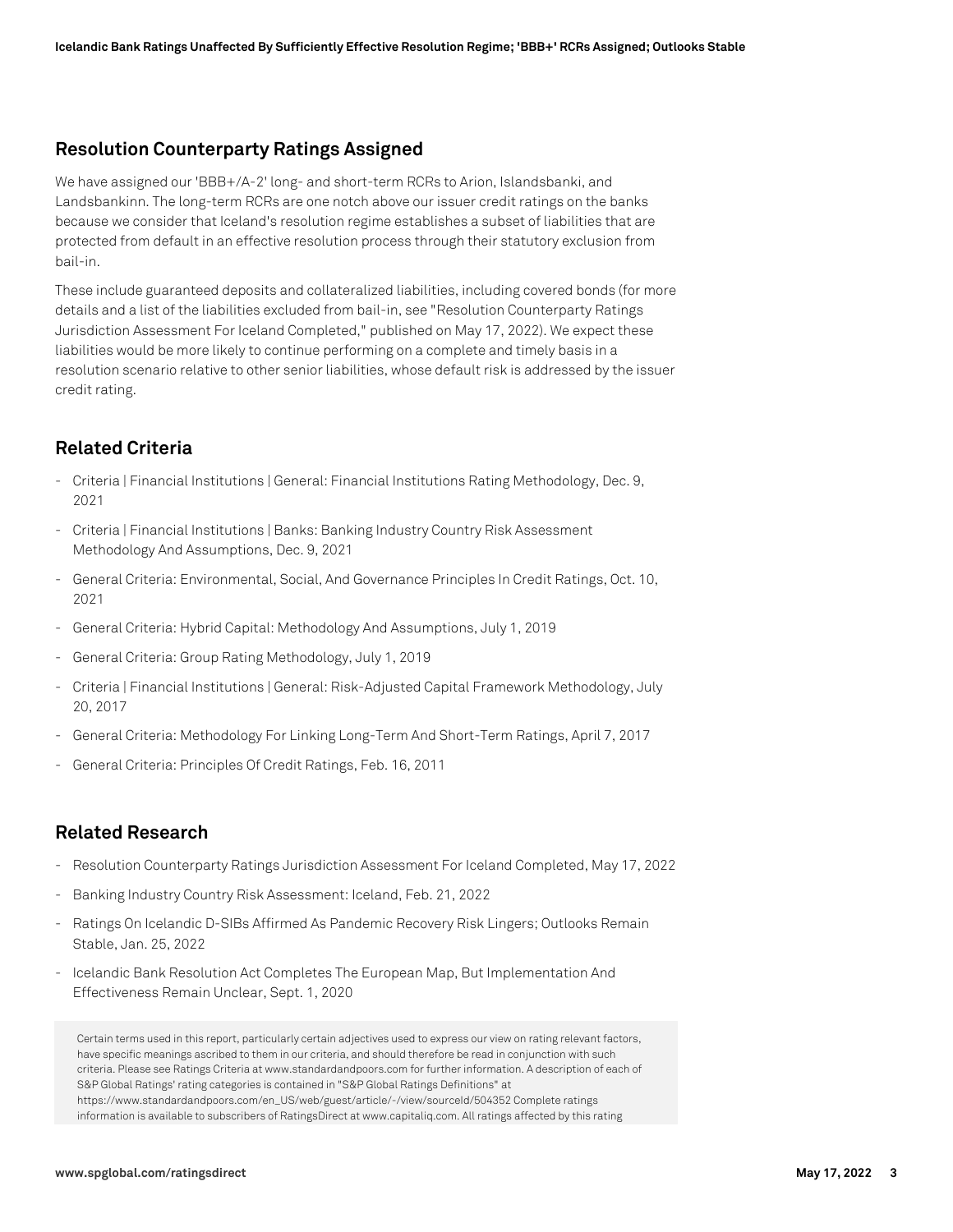## Resolution Counterparty Ratings Assigned

We have assigned our 'BBB+/A-2' long- and short-term RCRs to Arion, Islandsbanki, and Landsbankinn. The long-term RCRs are one notch above our issuer credit ratings on the banks because we consider that Iceland's resolution regime establishes a subset of liabilities that are protected from default in an effective resolution process through their statutory exclusion from bail-in.

These include guaranteed deposits and collateralized liabilities, including covered bonds (for more details and a list of the liabilities excluded from bail-in, see "Resolution Counterparty Ratings Jurisdiction Assessment For Iceland Completed," published on May 17, 2022). We expect these liabilities would be more likely to continue performing on a complete and timely basis in a resolution scenario relative to other senior liabilities, whose default risk is addressed by the issuer credit rating.

## Related Criteria

- Criteria | Financial Institutions | General: Financial Institutions Rating Methodology, Dec. 9, 2021
- Criteria | Financial Institutions | Banks: Banking Industry Country Risk Assessment Methodology And Assumptions, Dec. 9, 2021
- General Criteria: Environmental, Social, And Governance Principles In Credit Ratings, Oct. 10, 2021
- General Criteria: Hybrid Capital: Methodology And Assumptions, July 1, 2019
- General Criteria: Group Rating Methodology, July 1, 2019
- Criteria | Financial Institutions | General: Risk-Adjusted Capital Framework Methodology, July 20, 2017
- General Criteria: Methodology For Linking Long-Term And Short-Term Ratings, April 7, 2017
- General Criteria: Principles Of Credit Ratings, Feb. 16, 2011

## Related Research

- Resolution Counterparty Ratings Jurisdiction Assessment For Iceland Completed, May 17, 2022
- Banking Industry Country Risk Assessment: Iceland, Feb. 21, 2022
- Ratings On Icelandic D-SIBs Affirmed As Pandemic Recovery Risk Lingers; Outlooks Remain Stable, Jan. 25, 2022
- Icelandic Bank Resolution Act Completes The European Map, But Implementation And Effectiveness Remain Unclear, Sept. 1, 2020

Certain terms used in this report, particularly certain adjectives used to express our view on rating relevant factors, have specific meanings ascribed to them in our criteria, and should therefore be read in conjunction with such criteria. Please see Ratings Criteria at www.standardandpoors.com for further information. A description of each of S&P Global Ratings' rating categories is contained in "S&P Global Ratings Definitions" at https://www.standardandpoors.com/en_US/web/guest/article/-/view/sourceId/504352 Complete ratings information is available to subscribers of RatingsDirect at www.capitaliq.com. All ratings affected by this rating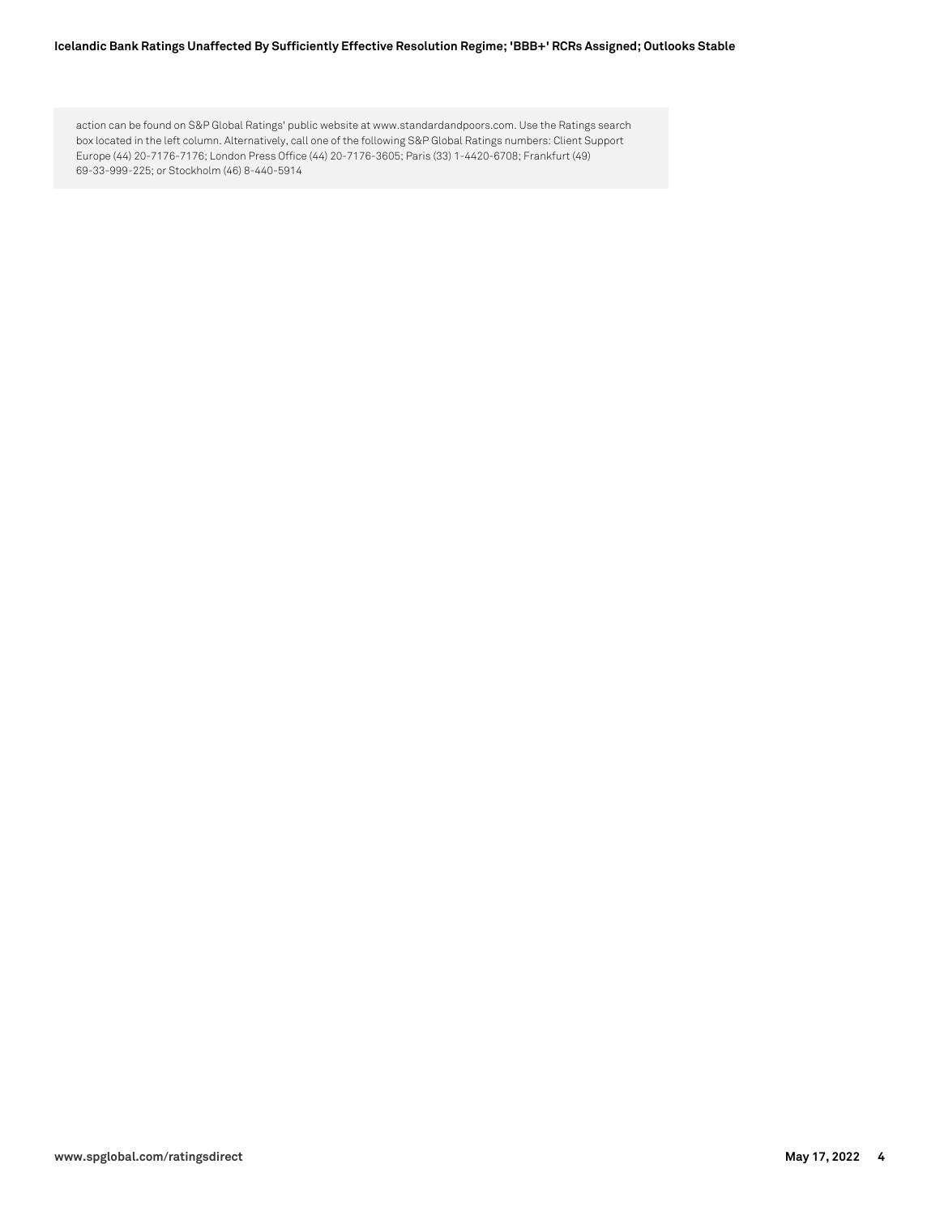action can be found on S&P Global Ratings' public website at www.standardandpoors.com. Use the Ratings search box located in the left column. Alternatively, call one of the following S&P Global Ratings numbers: Client Support Europe (44) 20-7176-7176; London Press Office (44) 20-7176-3605; Paris (33) 1-4420-6708; Frankfurt (49) 69-33-999-225; or Stockholm (46) 8-440-5914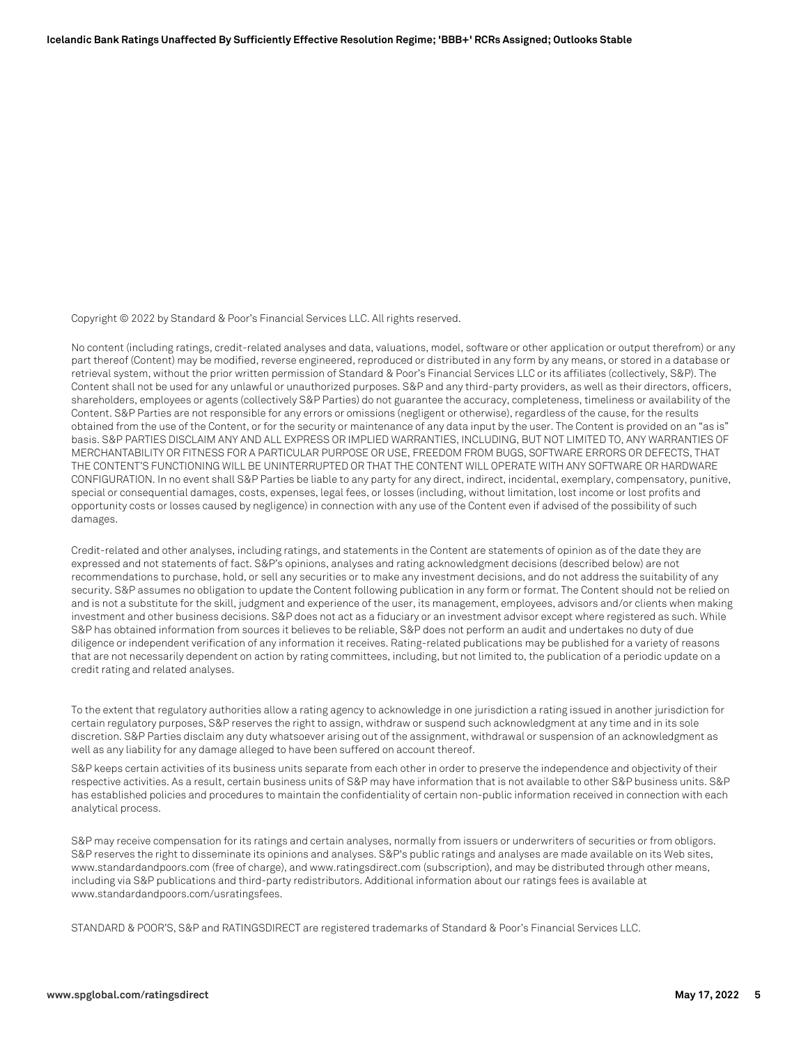Copyright © 2022 by Standard & Poor's Financial Services LLC. All rights reserved.

No content (including ratings, credit-related analyses and data, valuations, model, software or other application or output therefrom) or any part thereof (Content) may be modified, reverse engineered, reproduced or distributed in any form by any means, or stored in a database or retrieval system, without the prior written permission of Standard & Poor's Financial Services LLC or its affiliates (collectively, S&P). The Content shall not be used for any unlawful or unauthorized purposes. S&P and any third-party providers, as well as their directors, officers, shareholders, employees or agents (collectively S&P Parties) do not guarantee the accuracy, completeness, timeliness or availability of the Content. S&P Parties are not responsible for any errors or omissions (negligent or otherwise), regardless of the cause, for the results obtained from the use of the Content, or for the security or maintenance of any data input by the user. The Content is provided on an "as is" basis. S&P PARTIES DISCLAIM ANY AND ALL EXPRESS OR IMPLIED WARRANTIES, INCLUDING, BUT NOT LIMITED TO, ANY WARRANTIES OF MERCHANTABILITY OR FITNESS FOR A PARTICULAR PURPOSE OR USE, FREEDOM FROM BUGS, SOFTWARE ERRORS OR DEFECTS, THAT THE CONTENT'S FUNCTIONING WILL BE UNINTERRUPTED OR THAT THE CONTENT WILL OPERATE WITH ANY SOFTWARE OR HARDWARE CONFIGURATION. In no event shall S&P Parties be liable to any party for any direct, indirect, incidental, exemplary, compensatory, punitive, special or consequential damages, costs, expenses, legal fees, or losses (including, without limitation, lost income or lost profits and opportunity costs or losses caused by negligence) in connection with any use of the Content even if advised of the possibility of such damages.

Credit-related and other analyses, including ratings, and statements in the Content are statements of opinion as of the date they are expressed and not statements of fact. S&P's opinions, analyses and rating acknowledgment decisions (described below) are not recommendations to purchase, hold, or sell any securities or to make any investment decisions, and do not address the suitability of any security. S&P assumes no obligation to update the Content following publication in any form or format. The Content should not be relied on and is not a substitute for the skill, judgment and experience of the user, its management, employees, advisors and/or clients when making investment and other business decisions. S&P does not act as a fiduciary or an investment advisor except where registered as such. While S&P has obtained information from sources it believes to be reliable, S&P does not perform an audit and undertakes no duty of due diligence or independent verification of any information it receives. Rating-related publications may be published for a variety of reasons that are not necessarily dependent on action by rating committees, including, but not limited to, the publication of a periodic update on a credit rating and related analyses.

To the extent that regulatory authorities allow a rating agency to acknowledge in one jurisdiction a rating issued in another jurisdiction for certain regulatory purposes, S&P reserves the right to assign, withdraw or suspend such acknowledgment at any time and in its sole discretion. S&P Parties disclaim any duty whatsoever arising out of the assignment, withdrawal or suspension of an acknowledgment as well as any liability for any damage alleged to have been suffered on account thereof.

S&P keeps certain activities of its business units separate from each other in order to preserve the independence and objectivity of their respective activities. As a result, certain business units of S&P may have information that is not available to other S&P business units. S&P has established policies and procedures to maintain the confidentiality of certain non-public information received in connection with each analytical process.

S&P may receive compensation for its ratings and certain analyses, normally from issuers or underwriters of securities or from obligors. S&P reserves the right to disseminate its opinions and analyses. S&P's public ratings and analyses are made available on its Web sites, www.standardandpoors.com (free of charge), and www.ratingsdirect.com (subscription), and may be distributed through other means, including via S&P publications and third-party redistributors. Additional information about our ratings fees is available at www.standardandpoors.com/usratingsfees.

STANDARD & POOR'S, S&P and RATINGSDIRECT are registered trademarks of Standard & Poor's Financial Services LLC.